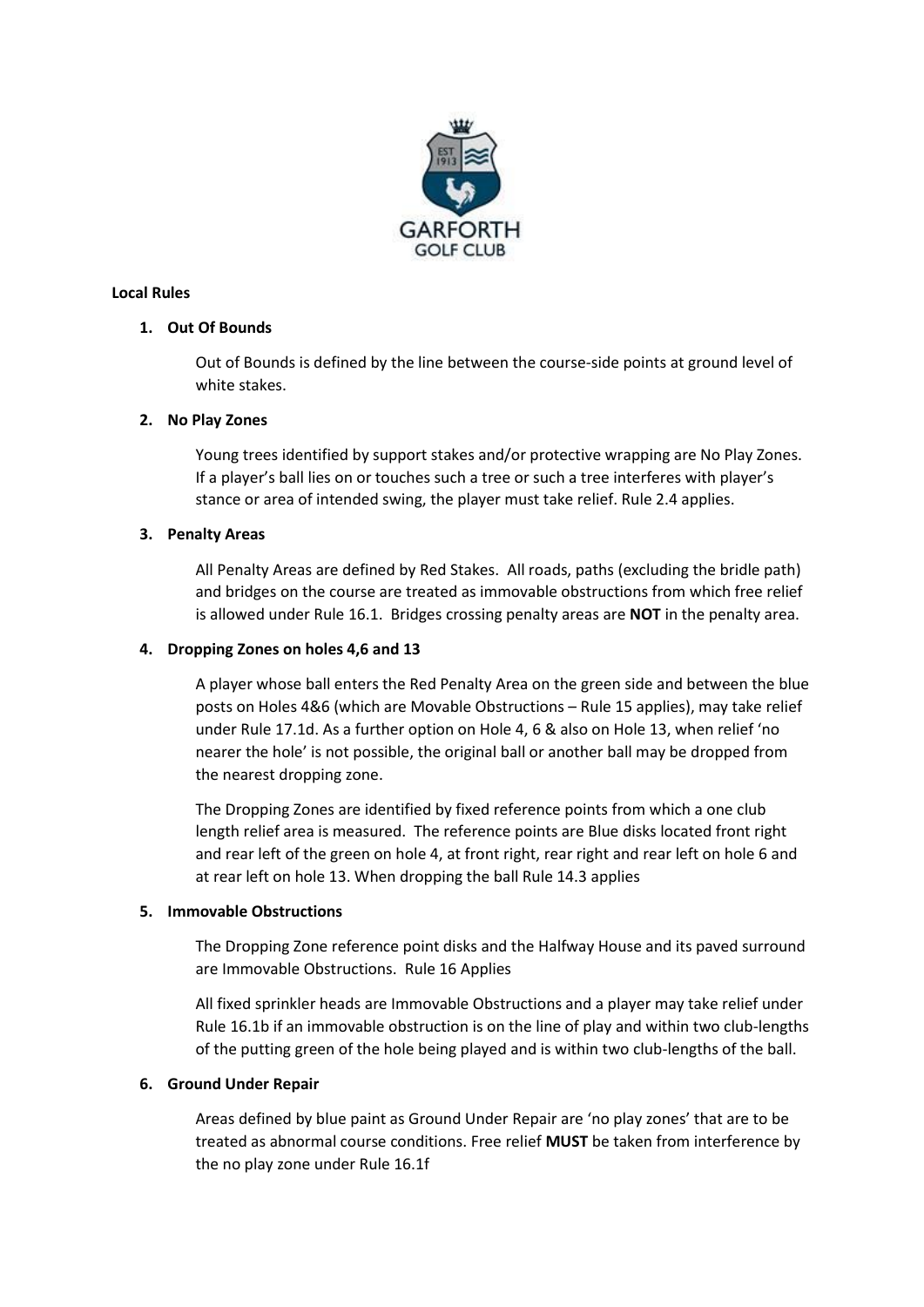## Local Rules

### 1. Out Of Bounds

Out of Bounds is defined by the line between the course-side points at ground level of white stakes.

### 2. No Play Zones

Young trees identified by support stakes and/or protective wrapping are No Play Zones. If a player's ball lies on or touches such a tree or such a tree interferes with player's stance or area of intended swing, the player must take relief. Rule 2.4 applies.

### 3. Penalty Areas

All Penalty Areas are defined by Red Stakes. All roads, paths (excluding the bridle path) and bridges on the course are treated as immovable obstructions from which free relief is allowed under Rule 16.1. Bridges crossing penalty areas are **NOT** in the penalty area.

### 4. Dropping Zones on holes 4,6 and 13

A player whose ball enters the Red Penalty Area on the green side and between the blue posts on Holes 4&6 (which are Movable Obstructions – Rule 15 applies), may take relief under Rule 17.1d. As a further option on Hole 4, 6 & also on Hole 13, when relief 'no nearer the hole' is not possible, the original ball or another ball may be dropped from the nearest dropping zone.

The Dropping Zones are identified by fixed reference points from which a one club length relief area is measured. The reference points are Blue disks located front right and rear left of the green on hole 4, at front right, rear right and rear left on hole 6 and at rear left on hole 13. When dropping the ball Rule 14.3 applies

### 5. Immovable Obstructions

The Dropping Zone reference point disks and the Halfway House and its paved surround are Immovable Obstructions. Rule 16 Applies

All fixed sprinkler heads are Immovable Obstructions and a player may take relief under Rule 16.1b if an immovable obstruction is on the line of play and within two club-lengths of the putting green of the hole being played and is within two club-lengths of the ball.

### 6. Ground Under Repair

Areas defined by blue paint as Ground Under Repair are 'no play zones' that are to be treated as abnormal course conditions. Free relief **MUST** be taken from interference by the no play zone under Rule 16.1f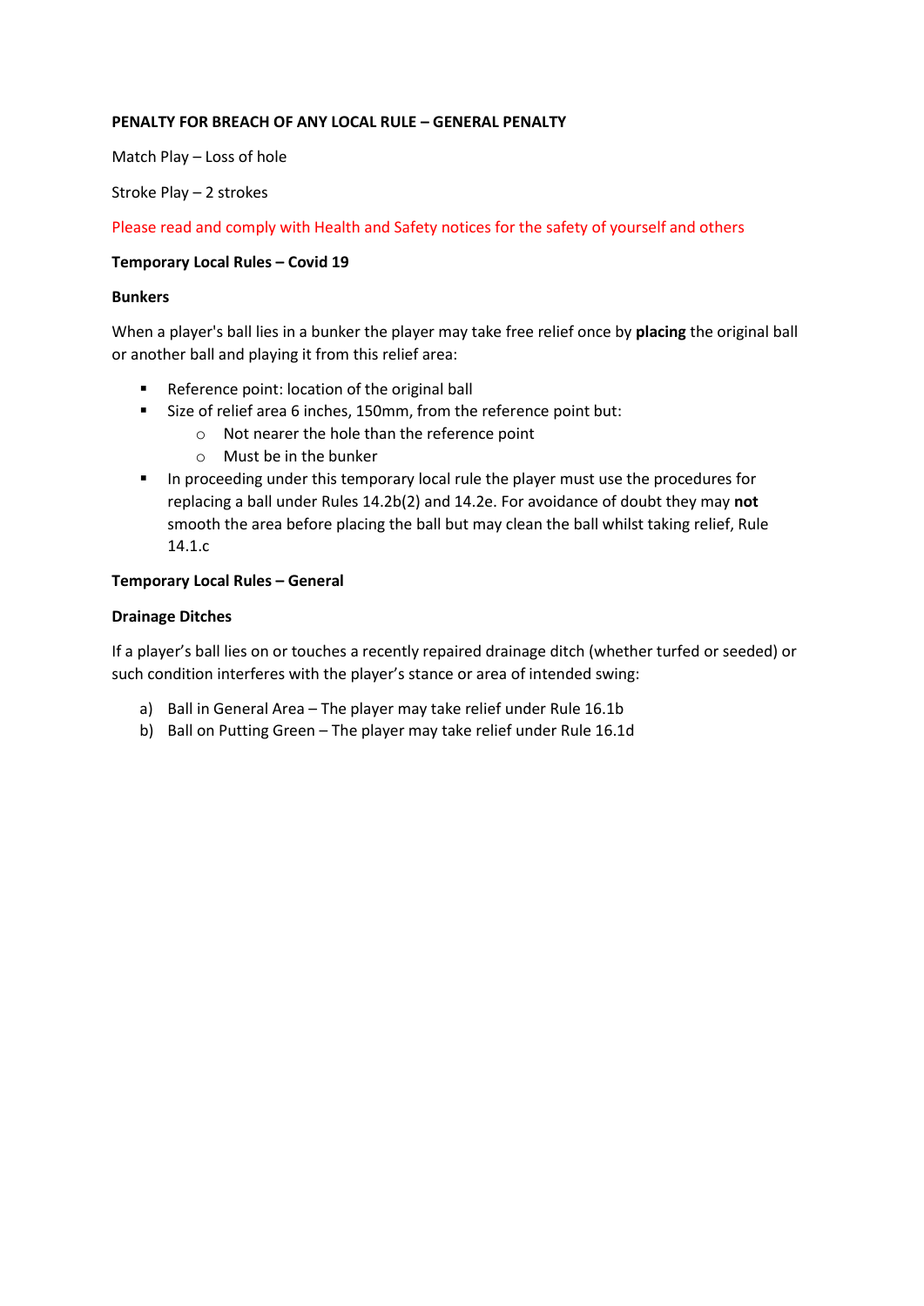**PENALTY FOR BREACH OF ANY LOCAL RULE – GENERAL PENALTY**

Match Play – Loss of hole

Stroke Play – 2 strokes

Please read and comply with Health and Safety notices for the safety of yourself and others

**Temporary Local Rules – Covid 19**

**Bunkers**

When a player's ball lies in a bunker the player may take free relief once by **placing** the original ball or another ball and playing it from this relief area:

- Reference point: location of the original ball
- Size of relief area 6 inches, 150mm, from the reference point but:
  - Not nearer the hole than the reference point
  - Must be in the bunker
- In proceeding under this temporary local rule the player must use the procedures for replacing a ball under Rules 14.2b(2) and 14.2e. For avoidance of doubt they may **not** smooth the area before placing the ball but may clean the ball whilst taking relief, Rule 14.1.c

**Temporary Local Rules – General**

**Drainage Ditches**

If a player's ball lies on or touches a recently repaired drainage ditch (whether turfed or seeded) or such condition interferes with the player's stance or area of intended swing:

a) Ball in General Area – The player may take relief under Rule 16.1b
b) Ball on Putting Green – The player may take relief under Rule 16.1d